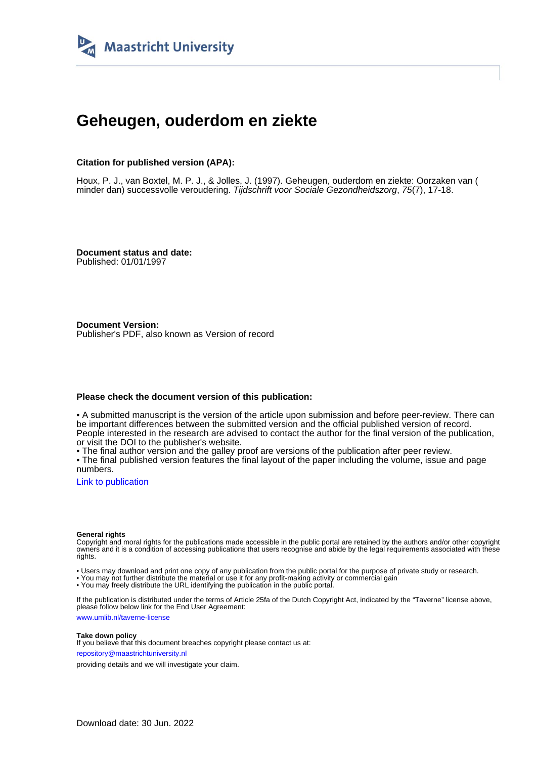Maastricht University

# Geheugen, ouderdom en ziekte

**Citation for published version (APA):**

Houx, P. J., van Boxtel, M. P. J., & Jolles, J. (1997). Geheugen, ouderdom en ziekte: Oorzaken van ( minder dan) successvolle veroudering. *Tijdschrift voor Sociale Gezondheidszorg*, *75*(7), 17-18.

**Document status and date:**
Published: 01/01/1997

**Document Version:**
Publisher's PDF, also known as Version of record

**Please check the document version of this publication:**

• A submitted manuscript is the version of the article upon submission and before peer-review. There can be important differences between the submitted version and the official published version of record. People interested in the research are advised to contact the author for the final version of the publication, or visit the DOI to the publisher's website.
• The final author version and the galley proof are versions of the publication after peer review.
• The final published version features the final layout of the paper including the volume, issue and page numbers.

Link to publication

**General rights**
Copyright and moral rights for the publications made accessible in the public portal are retained by the authors and/or other copyright owners and it is a condition of accessing publications that users recognise and abide by the legal requirements associated with these rights.

• Users may download and print one copy of any publication from the public portal for the purpose of private study or research.
• You may not further distribute the material or use it for any profit-making activity or commercial gain
• You may freely distribute the URL identifying the publication in the public portal.

If the publication is distributed under the terms of Article 25fa of the Dutch Copyright Act, indicated by the "Taverne" license above, please follow below link for the End User Agreement:

www.umlib.nl/taverne-license

**Take down policy**
If you believe that this document breaches copyright please contact us at:

repository@maastrichtuniversity.nl

providing details and we will investigate your claim.

Download date: 30 Jun. 2022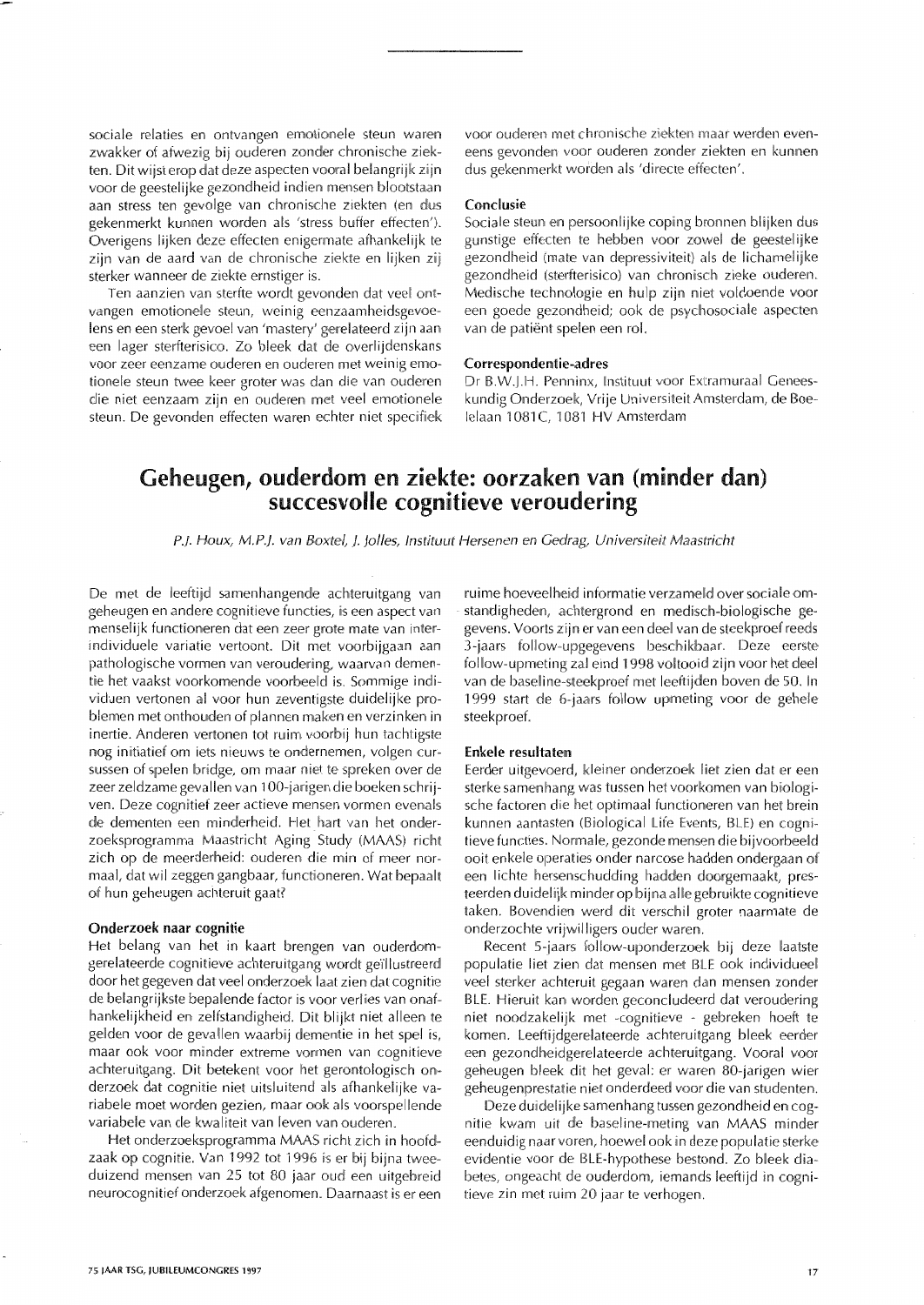sociale relaties en ontvangen emotionele steun waren zwakker of afwezig bij ouderen zonder chronische ziekten. Dit wijst erop dat deze aspecten vooral belangrijk zijn voor de geestelijke gezondheid indien mensen blootstaan aan stress ten gevolge van chronische ziekten (en dus gekenmerkt kunnen worden als 'stress buffer effecten'). Overigens lijken deze effecten enigermate afhankelijk te zijn van de aard van de chronische ziekte en lijken zij sterker wanneer de ziekte ernstiger is.

Ten aanzien van sterfte wordt gevonden dat veel ontvangen emotionele steun, weinig eenzaamheidsgevoelens en een sterk gevoel van 'mastery' gerelateerd zijn aan een lager sterfterisico. Zo bleek dat de overlijdenskans voor zeer eenzame ouderen en ouderen met weinig emotionele steun twee keer groter was dan die van ouderen die niet eenzaam zijn en ouderen met veel emotionele steun. De gevonden effecten waren echter niet specifiek voor ouderen met chronische ziekten maar werden eveneens gevonden voor ouderen zonder ziekten en kunnen dus gekenmerkt worden als 'directe effecten'.

### Conclusie

Sociale steun en persoonlijke coping bronnen blijken dus gunstige effecten te hebben voor zowel de geestelijke gezondheid (mate van depressiviteit) als de lichamelijke gezondheid (sterfterisico) van chronisch zieke ouderen. Medische technologie en hulp zijn niet voldoende voor een goede gezondheid; ook de psychosociale aspecten van de patiënt spelen een rol.

### Correspondentie-adres

Dr B.W.J.H. Penninx, Instituut voor Extramuraal Geneeskundig Onderzoek, Vrije Universiteit Amsterdam, de Boelelaan 1081C, 1081 HV Amsterdam

## Geheugen, ouderdom en ziekte: oorzaken van (minder dan) succesvolle cognitieve veroudering

*P.J. Houx, M.P.J. van Boxtel, J. Jolles, Instituut Hersenen en Gedrag, Universiteit Maastricht*

De met de leeftijd samenhangende achteruitgang van geheugen en andere cognitieve functies, is een aspect van menselijk functioneren dat een zeer grote mate van interindividuele variatie vertoont. Dit met voorbijgaan aan pathologische vormen van veroudering, waarvan dementie het vaakst voorkomende voorbeeld is. Sommige individuen vertonen al voor hun zeventigste duidelijke problemen met onthouden of plannen maken en verzinken in inertie. Anderen vertonen tot ruim voorbij hun tachtigste nog initiatief om iets nieuws te ondernemen, volgen cursussen of spelen bridge, om maar niet te spreken over de zeer zeldzame gevallen van 100-jarigen die boeken schrijven. Deze cognitief zeer actieve mensen vormen evenals de dementen een minderheid. Het hart van het onderzoeksprogramma Maastricht Aging Study (MAAS) richt zich op de meerderheid: ouderen die min of meer normaal, dat wil zeggen gangbaar, functioneren. Wat bepaalt of hun geheugen achteruit gaat?

### Onderzoek naar cognitie

Het belang van het in kaart brengen van ouderdomgerelateerde cognitieve achteruitgang wordt geïllustreerd door het gegeven dat veel onderzoek laat zien dat cognitie de belangrijkste bepalende factor is voor verlies van onafhankelijkheid en zelfstandigheid. Dit blijkt niet alleen te gelden voor de gevallen waarbij dementie in het spel is, maar ook voor minder extreme vormen van cognitieve achteruitgang. Dit betekent voor het gerontologisch onderzoek dat cognitie niet uitsluitend als afhankelijke variabele moet worden gezien, maar ook als voorspellende variabele van de kwaliteit van leven van ouderen.

Het onderzoeksprogramma MAAS richt zich in hoofdzaak op cognitie. Van 1992 tot 1996 is er bij bijna tweeduizend mensen van 25 tot 80 jaar oud een uitgebreid neurocognitief onderzoek afgenomen. Daarnaast is er een ruime hoeveelheid informatie verzameld over sociale omstandigheden, achtergrond en medisch-biologische gegevens. Voorts zijn er van een deel van de steekproef reeds 3-jaars follow-upgegevens beschikbaar. Deze eerste follow-upmeting zal eind 1998 voltooid zijn voor het deel van de baseline-steekproef met leeftijden boven de 50. In 1999 start de 6-jaars follow upmeting voor de gehele steekproef.

### Enkele resultaten

Eerder uitgevoerd, kleiner onderzoek liet zien dat er een sterke samenhang was tussen het voorkomen van biologische factoren die het optimaal functioneren van het brein kunnen aantasten (Biological Life Events, BLE) en cognitieve functies. Normale, gezonde mensen die bijvoorbeeld ooit enkele operaties onder narcose hadden ondergaan of een lichte hersenschudding hadden doorgemaakt, presteerden duidelijk minder op bijna alle gebruikte cognitieve taken. Bovendien werd dit verschil groter naarmate de onderzochte vrijwilligers ouder waren.

Recent 5-jaars follow-uponderzoek bij deze laatste populatie liet zien dat mensen met BLE ook individueel veel sterker achteruit gegaan waren dan mensen zonder BLE. Hieruit kan worden geconcludeerd dat veroudering niet noodzakelijk met -cognitieve - gebreken hoeft te komen. Leeftijdgerelateerde achteruitgang bleek eerder een gezondheidgerelateerde achteruitgang. Vooral voor geheugen bleek dit het geval: er waren 80-jarigen wier geheugenprestatie niet onderdeed voor die van studenten.

Deze duidelijke samenhang tussen gezondheid en cognitie kwam uit de baseline-meting van MAAS minder eenduidig naar voren, hoewel ook in deze populatie sterke evidentie voor de BLE-hypothese bestond. Zo bleek diabetes, ongeacht de ouderdom, iemands leeftijd in cognitieve zin met ruim 20 jaar te verhogen.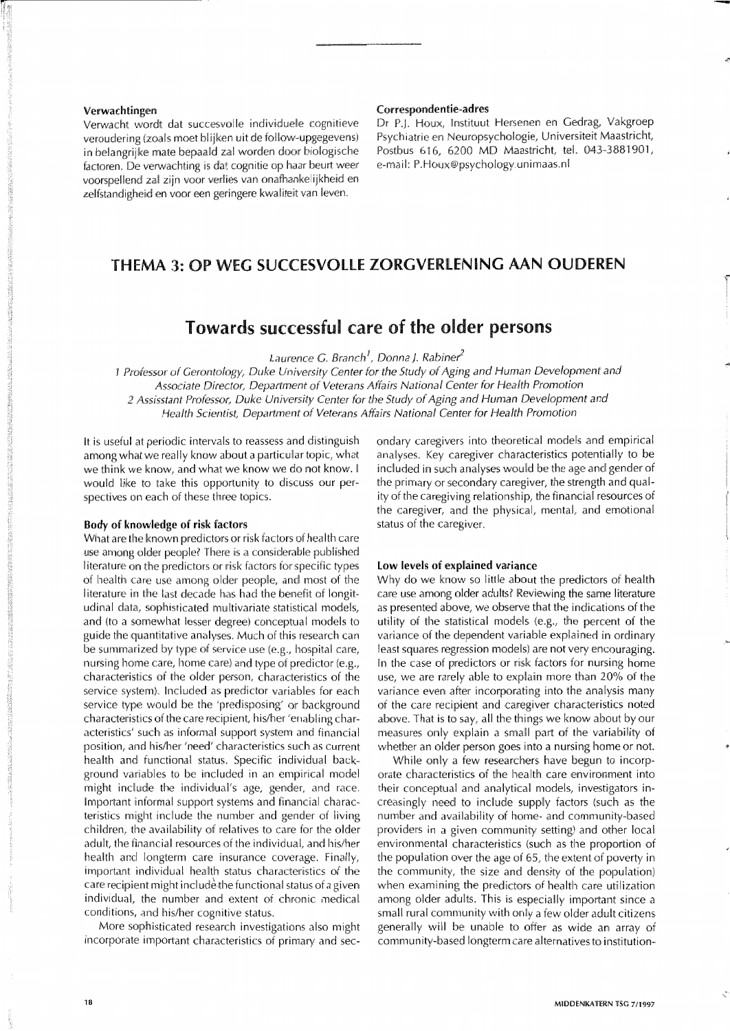### Verwachtingen

Verwacht wordt dat succesvolle individuele cognitieve veroudering (zoals moet blijken uit de follow-upgegevens) in belangrijke mate bepaald zal worden door biologische factoren. De verwachting is dat cognitie op haar beurt weer voorspellend zal zijn voor verlies van onafhankelijkheid en zelfstandigheid en voor een geringere kwaliteit van leven.

### Correspondentie-adres

Dr P.J. Houx, Instituut Hersenen en Gedrag, Vakgroep Psychiatrie en Neuropsychologie, Universiteit Maastricht, Postbus 616, 6200 MD Maastricht, tel. 043-3881901, e-mail: P.Houx@psychology.unimaas.nl

## THEMA 3: OP WEG SUCCESVOLLE ZORGVERLENING AAN OUDEREN

# Towards successful care of the older persons

*Laurence G. Branch[1], Donna J. Rabiner[2]*

*1 Professor of Gerontology, Duke University Center for the Study of Aging and Human Development and Associate Director, Department of Veterans Affairs National Center for Health Promotion*

*2 Assisstant Professor, Duke University Center for the Study of Aging and Human Development and Health Scientist, Department of Veterans Affairs National Center for Health Promotion*

It is useful at periodic intervals to reassess and distinguish among what we really know about a particular topic, what we think we know, and what we know we do not know. I would like to take this opportunity to discuss our perspectives on each of these three topics.

### Body of knowledge of risk factors

What are the known predictors or risk factors of health care use among older people? There is a considerable published literature on the predictors or risk factors for specific types of health care use among older people, and most of the literature in the last decade has had the benefit of longitudinal data, sophisticated multivariate statistical models, and (to a somewhat lesser degree) conceptual models to guide the quantitative analyses. Much of this research can be summarized by type of service use (e.g., hospital care, nursing home care, home care) and type of predictor (e.g., characteristics of the older person, characteristics of the service system). Included as predictor variables for each service type would be the 'predisposing' or background characteristics of the care recipient, his/her 'enabling characteristics' such as informal support system and financial position, and his/her 'need' characteristics such as current health and functional status. Specific individual background variables to be included in an empirical model might include the individual's age, gender, and race. Important informal support systems and financial characteristics might include the number and gender of living children, the availability of relatives to care for the older adult, the financial resources of the individual, and his/her health and longterm care insurance coverage. Finally, important individual health status characteristics of the care recipient might include the functional status of a given individual, the number and extent of chronic medical conditions, and his/her cognitive status.

More sophisticated research investigations also might incorporate important characteristics of primary and secondary caregivers into theoretical models and empirical analyses. Key caregiver characteristics potentially to be included in such analyses would be the age and gender of the primary or secondary caregiver, the strength and quality of the caregiving relationship, the financial resources of the caregiver, and the physical, mental, and emotional status of the caregiver.

### Low levels of explained variance

Why do we know so little about the predictors of health care use among older adults? Reviewing the same literature as presented above, we observe that the indications of the utility of the statistical models (e.g., the percent of the variance of the dependent variable explained in ordinary least squares regression models) are not very encouraging. In the case of predictors or risk factors for nursing home use, we are rarely able to explain more than 20% of the variance even after incorporating into the analysis many of the care recipient and caregiver characteristics noted above. That is to say, all the things we know about by our measures only explain a small part of the variability of whether an older person goes into a nursing home or not.

While only a few researchers have begun to incorporate characteristics of the health care environment into their conceptual and analytical models, investigators increasingly need to include supply factors (such as the number and availability of home- and community-based providers in a given community setting) and other local environmental characteristics (such as the proportion of the population over the age of 65, the extent of poverty in the community, the size and density of the population) when examining the predictors of health care utilization among older adults. This is especially important since a small rural community with only a few older adult citizens generally will be unable to offer as wide an array of community-based longterm care alternatives to institution-